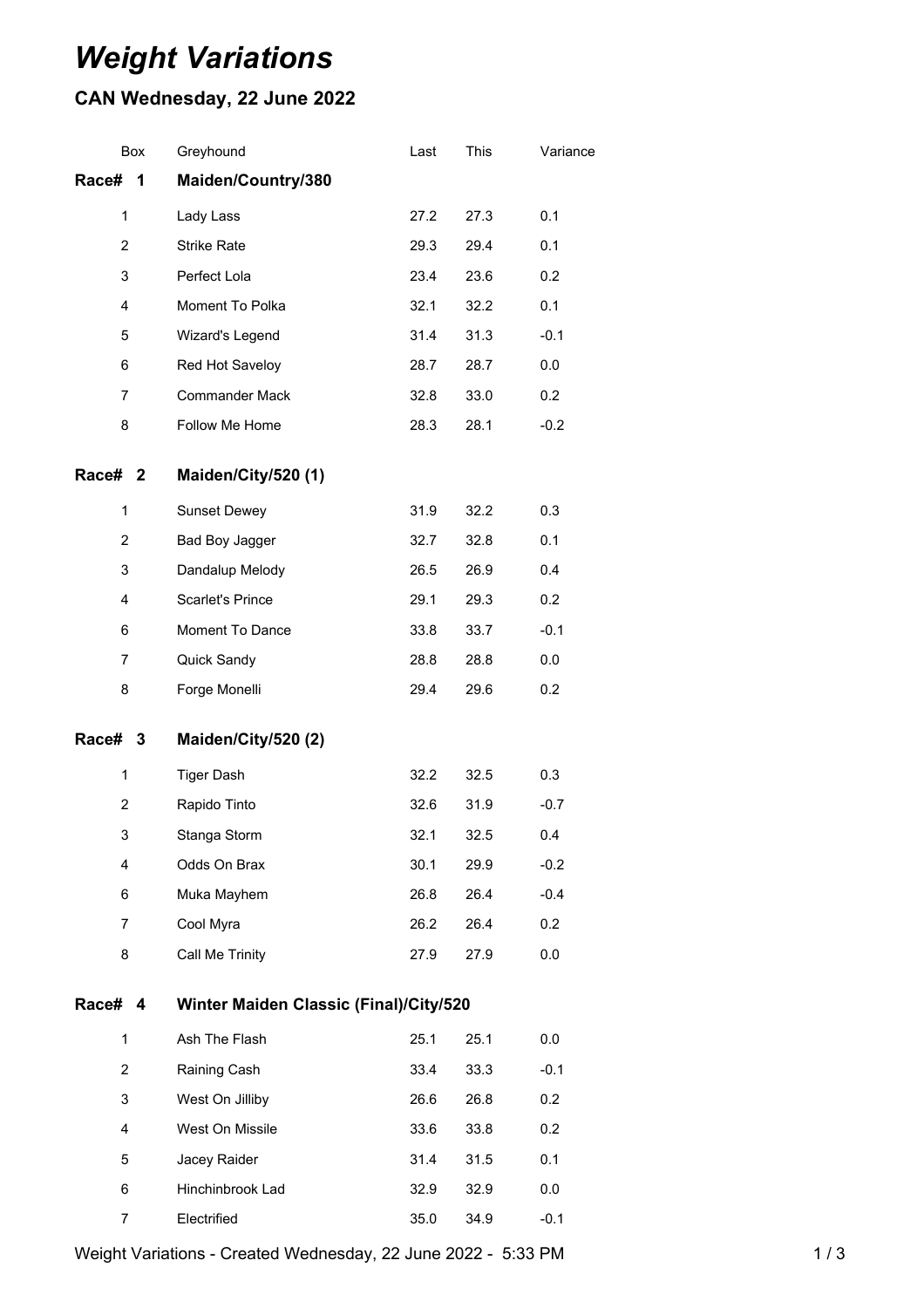# *Weight Variations*

## CAN Wednesday, 22 June 2022

| Box | Greyhound | Last | This | Variance |
|---|---|---|---|---|
| **Race# 1** | **Maiden/Country/380** | | | |
| 1 | Lady Lass | 27.2 | 27.3 | 0.1 |
| 2 | Strike Rate | 29.3 | 29.4 | 0.1 |
| 3 | Perfect Lola | 23.4 | 23.6 | 0.2 |
| 4 | Moment To Polka | 32.1 | 32.2 | 0.1 |
| 5 | Wizard's Legend | 31.4 | 31.3 | -0.1 |
| 6 | Red Hot Saveloy | 28.7 | 28.7 | 0.0 |
| 7 | Commander Mack | 32.8 | 33.0 | 0.2 |
| 8 | Follow Me Home | 28.3 | 28.1 | -0.2 |
| **Race# 2** | **Maiden/City/520 (1)** | | | |
| 1 | Sunset Dewey | 31.9 | 32.2 | 0.3 |
| 2 | Bad Boy Jagger | 32.7 | 32.8 | 0.1 |
| 3 | Dandalup Melody | 26.5 | 26.9 | 0.4 |
| 4 | Scarlet's Prince | 29.1 | 29.3 | 0.2 |
| 6 | Moment To Dance | 33.8 | 33.7 | -0.1 |
| 7 | Quick Sandy | 28.8 | 28.8 | 0.0 |
| 8 | Forge Monelli | 29.4 | 29.6 | 0.2 |
| **Race# 3** | **Maiden/City/520 (2)** | | | |
| 1 | Tiger Dash | 32.2 | 32.5 | 0.3 |
| 2 | Rapido Tinto | 32.6 | 31.9 | -0.7 |
| 3 | Stanga Storm | 32.1 | 32.5 | 0.4 |
| 4 | Odds On Brax | 30.1 | 29.9 | -0.2 |
| 6 | Muka Mayhem | 26.8 | 26.4 | -0.4 |
| 7 | Cool Myra | 26.2 | 26.4 | 0.2 |
| 8 | Call Me Trinity | 27.9 | 27.9 | 0.0 |
| **Race# 4** | **Winter Maiden Classic (Final)/City/520** | | | |
| 1 | Ash The Flash | 25.1 | 25.1 | 0.0 |
| 2 | Raining Cash | 33.4 | 33.3 | -0.1 |
| 3 | West On Jilliby | 26.6 | 26.8 | 0.2 |
| 4 | West On Missile | 33.6 | 33.8 | 0.2 |
| 5 | Jacey Raider | 31.4 | 31.5 | 0.1 |
| 6 | Hinchinbrook Lad | 32.9 | 32.9 | 0.0 |
| 7 | Electrified | 35.0 | 34.9 | -0.1 |

Weight Variations - Created Wednesday, 22 June 2022 - 5:33 PM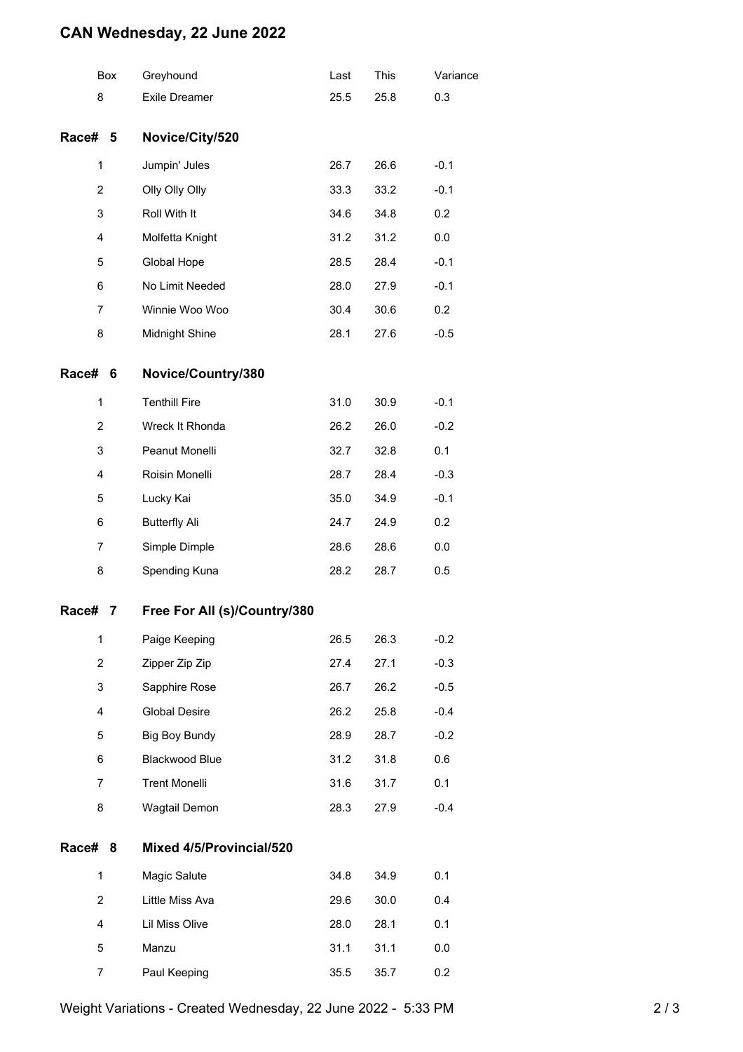## CAN Wednesday, 22 June 2022

| Box | Greyhound | Last | This | Variance |
|---|---|---|---|---|
| 8 | Exile Dreamer | 25.5 | 25.8 | 0.3 |

### Race# 5 Novice/City/520

| Box | Greyhound | Last | This | Variance |
|---|---|---|---|---|
| 1 | Jumpin' Jules | 26.7 | 26.6 | -0.1 |
| 2 | Olly Olly Olly | 33.3 | 33.2 | -0.1 |
| 3 | Roll With It | 34.6 | 34.8 | 0.2 |
| 4 | Molfetta Knight | 31.2 | 31.2 | 0.0 |
| 5 | Global Hope | 28.5 | 28.4 | -0.1 |
| 6 | No Limit Needed | 28.0 | 27.9 | -0.1 |
| 7 | Winnie Woo Woo | 30.4 | 30.6 | 0.2 |
| 8 | Midnight Shine | 28.1 | 27.6 | -0.5 |

### Race# 6 Novice/Country/380

| Box | Greyhound | Last | This | Variance |
|---|---|---|---|---|
| 1 | Tenthill Fire | 31.0 | 30.9 | -0.1 |
| 2 | Wreck It Rhonda | 26.2 | 26.0 | -0.2 |
| 3 | Peanut Monelli | 32.7 | 32.8 | 0.1 |
| 4 | Roisin Monelli | 28.7 | 28.4 | -0.3 |
| 5 | Lucky Kai | 35.0 | 34.9 | -0.1 |
| 6 | Butterfly Ali | 24.7 | 24.9 | 0.2 |
| 7 | Simple Dimple | 28.6 | 28.6 | 0.0 |
| 8 | Spending Kuna | 28.2 | 28.7 | 0.5 |

### Race# 7 Free For All (s)/Country/380

| Box | Greyhound | Last | This | Variance |
|---|---|---|---|---|
| 1 | Paige Keeping | 26.5 | 26.3 | -0.2 |
| 2 | Zipper Zip Zip | 27.4 | 27.1 | -0.3 |
| 3 | Sapphire Rose | 26.7 | 26.2 | -0.5 |
| 4 | Global Desire | 26.2 | 25.8 | -0.4 |
| 5 | Big Boy Bundy | 28.9 | 28.7 | -0.2 |
| 6 | Blackwood Blue | 31.2 | 31.8 | 0.6 |
| 7 | Trent Monelli | 31.6 | 31.7 | 0.1 |
| 8 | Wagtail Demon | 28.3 | 27.9 | -0.4 |

### Race# 8 Mixed 4/5/Provincial/520

| Box | Greyhound | Last | This | Variance |
|---|---|---|---|---|
| 1 | Magic Salute | 34.8 | 34.9 | 0.1 |
| 2 | Little Miss Ava | 29.6 | 30.0 | 0.4 |
| 4 | Lil Miss Olive | 28.0 | 28.1 | 0.1 |
| 5 | Manzu | 31.1 | 31.1 | 0.0 |
| 7 | Paul Keeping | 35.5 | 35.7 | 0.2 |

Weight Variations - Created Wednesday, 22 June 2022 - 5:33 PM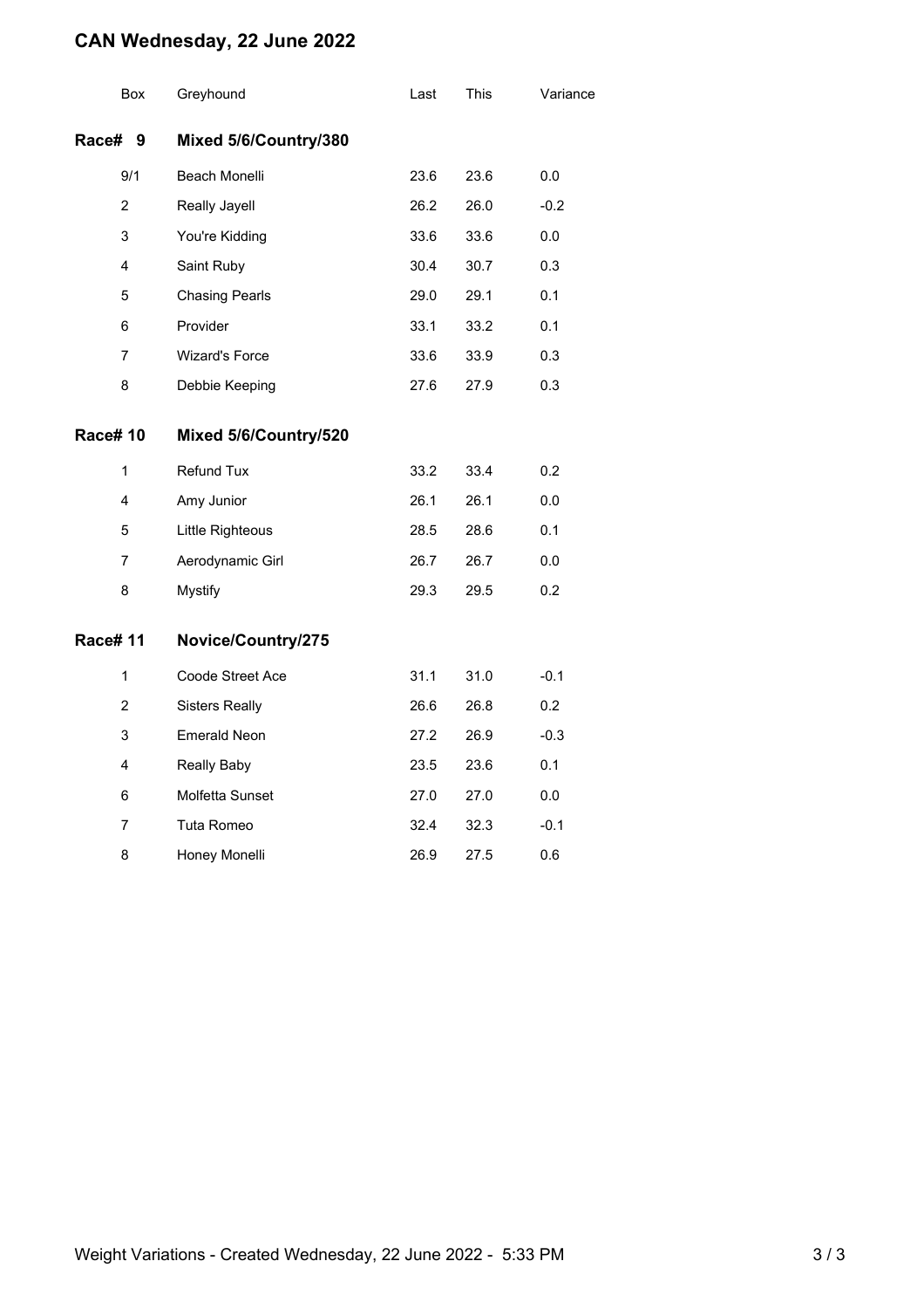# CAN Wednesday, 22 June 2022

| Box | Greyhound | Last | This | Variance |
|---|---|---|---|---|
| **Race# 9** | **Mixed 5/6/Country/380** | | | |
| 9/1 | Beach Monelli | 23.6 | 23.6 | 0.0 |
| 2 | Really Jayell | 26.2 | 26.0 | -0.2 |
| 3 | You're Kidding | 33.6 | 33.6 | 0.0 |
| 4 | Saint Ruby | 30.4 | 30.7 | 0.3 |
| 5 | Chasing Pearls | 29.0 | 29.1 | 0.1 |
| 6 | Provider | 33.1 | 33.2 | 0.1 |
| 7 | Wizard's Force | 33.6 | 33.9 | 0.3 |
| 8 | Debbie Keeping | 27.6 | 27.9 | 0.3 |
| **Race# 10** | **Mixed 5/6/Country/520** | | | |
| 1 | Refund Tux | 33.2 | 33.4 | 0.2 |
| 4 | Amy Junior | 26.1 | 26.1 | 0.0 |
| 5 | Little Righteous | 28.5 | 28.6 | 0.1 |
| 7 | Aerodynamic Girl | 26.7 | 26.7 | 0.0 |
| 8 | Mystify | 29.3 | 29.5 | 0.2 |
| **Race# 11** | **Novice/Country/275** | | | |
| 1 | Coode Street Ace | 31.1 | 31.0 | -0.1 |
| 2 | Sisters Really | 26.6 | 26.8 | 0.2 |
| 3 | Emerald Neon | 27.2 | 26.9 | -0.3 |
| 4 | Really Baby | 23.5 | 23.6 | 0.1 |
| 6 | Molfetta Sunset | 27.0 | 27.0 | 0.0 |
| 7 | Tuta Romeo | 32.4 | 32.3 | -0.1 |
| 8 | Honey Monelli | 26.9 | 27.5 | 0.6 |

Weight Variations - Created Wednesday, 22 June 2022 - 5:33 PM